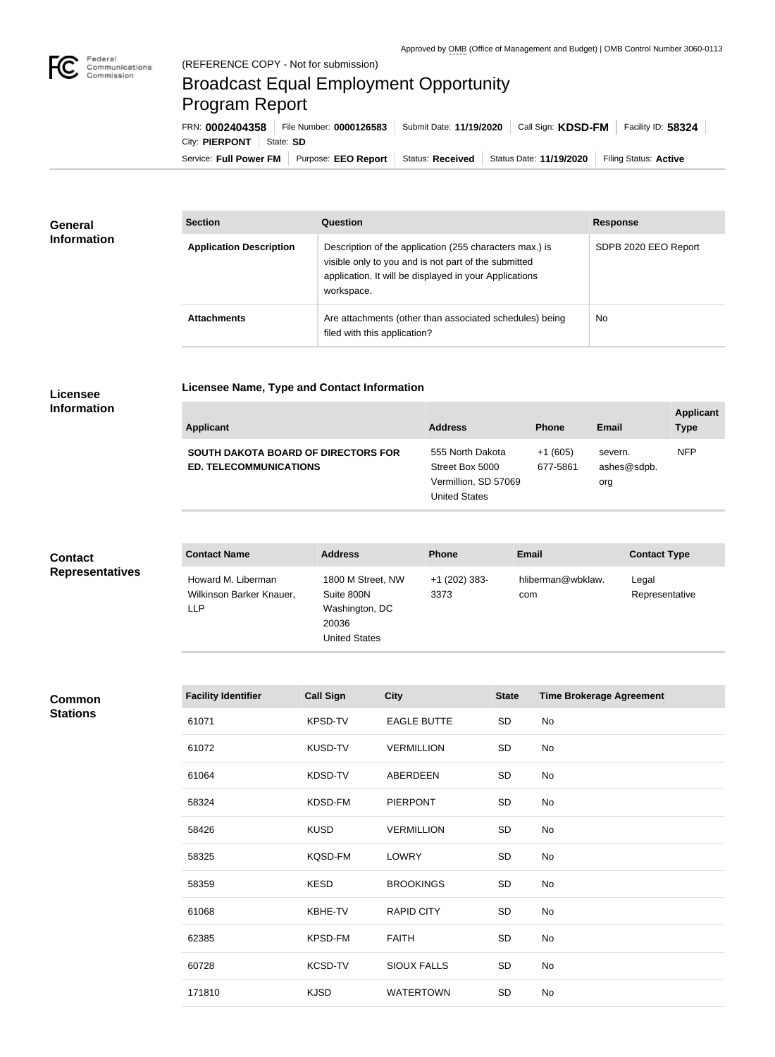Approved by OMB (Office of Management and Budget) | OMB Control Number 3060-0113

(REFERENCE COPY - Not for submission)

# Broadcast Equal Employment Opportunity Program Report

FRN: **0002404358** | File Number: **0000126583** | Submit Date: **11/19/2020** | Call Sign: **KDSD-FM** | Facility ID: **58324** | City: **PIERPONT** | State: **SD**

Service: **Full Power FM** | Purpose: **EEO Report** | Status: **Received** | Status Date: **11/19/2020** | Filing Status: **Active**

## General Information

| Section | Question | Response |
| --- | --- | --- |
| **Application Description** | Description of the application (255 characters max.) is visible only to you and is not part of the submitted application. It will be displayed in your Applications workspace. | SDPB 2020 EEO Report |
| **Attachments** | Are attachments (other than associated schedules) being filed with this application? | No |

## Licensee Information

### Licensee Name, Type and Contact Information

| Applicant | Address | Phone | Email | Applicant Type |
| --- | --- | --- | --- | --- |
| **SOUTH DAKOTA BOARD OF DIRECTORS FOR ED. TELECOMMUNICATIONS** | 555 North Dakota Street Box 5000 Vermillion, SD 57069 United States | +1 (605) 677-5861 | severn.ashes@sdpb.org | NFP |

## Contact Representatives

| Contact Name | Address | Phone | Email | Contact Type |
| --- | --- | --- | --- | --- |
| Howard M. Liberman Wilkinson Barker Knauer, LLP | 1800 M Street, NW Suite 800N Washington, DC 20036 United States | +1 (202) 383-3373 | hliberman@wbklaw.com | Legal Representative |

## Common Stations

| Facility Identifier | Call Sign | City | State | Time Brokerage Agreement |
| --- | --- | --- | --- | --- |
| 61071 | KPSD-TV | EAGLE BUTTE | SD | No |
| 61072 | KUSD-TV | VERMILLION | SD | No |
| 61064 | KDSD-TV | ABERDEEN | SD | No |
| 58324 | KDSD-FM | PIERPONT | SD | No |
| 58426 | KUSD | VERMILLION | SD | No |
| 58325 | KQSD-FM | LOWRY | SD | No |
| 58359 | KESD | BROOKINGS | SD | No |
| 61068 | KBHE-TV | RAPID CITY | SD | No |
| 62385 | KPSD-FM | FAITH | SD | No |
| 60728 | KCSD-TV | SIOUX FALLS | SD | No |
| 171810 | KJSD | WATERTOWN | SD | No |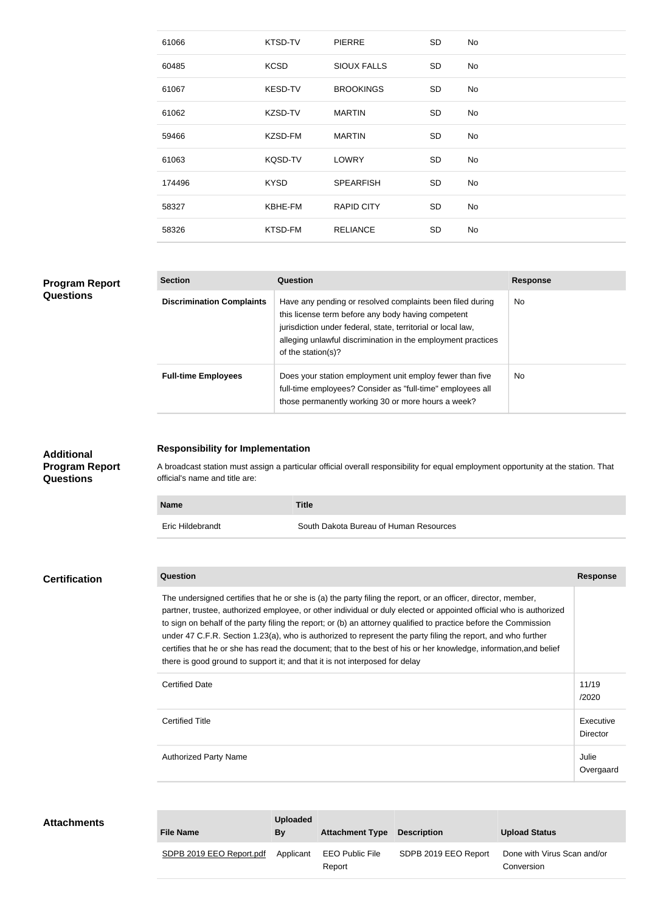| | | | | |
|---|---|---|---|---|
| 61066 | KTSD-TV | PIERRE | SD | No |
| 60485 | KCSD | SIOUX FALLS | SD | No |
| 61067 | KESD-TV | BROOKINGS | SD | No |
| 61062 | KZSD-TV | MARTIN | SD | No |
| 59466 | KZSD-FM | MARTIN | SD | No |
| 61063 | KQSD-TV | LOWRY | SD | No |
| 174496 | KYSD | SPEARFISH | SD | No |
| 58327 | KBHE-FM | RAPID CITY | SD | No |
| 58326 | KTSD-FM | RELIANCE | SD | No |

## Program Report Questions

| Section | Question | Response |
|---|---|---|
| **Discrimination Complaints** | Have any pending or resolved complaints been filed during this license term before any body having competent jurisdiction under federal, state, territorial or local law, alleging unlawful discrimination in the employment practices of the station(s)? | No |
| **Full-time Employees** | Does your station employment unit employ fewer than five full-time employees? Consider as "full-time" employees all those permanently working 30 or more hours a week? | No |

## Additional Program Report Questions

### Responsibility for Implementation

A broadcast station must assign a particular official overall responsibility for equal employment opportunity at the station. That official's name and title are:

| Name | Title |
|---|---|
| Eric Hildebrandt | South Dakota Bureau of Human Resources |

## Certification

| Question | Response |
|---|---|
| The undersigned certifies that he or she is (a) the party filing the report, or an officer, director, member, partner, trustee, authorized employee, or other individual or duly elected or appointed official who is authorized to sign on behalf of the party filing the report; or (b) an attorney qualified to practice before the Commission under 47 C.F.R. Section 1.23(a), who is authorized to represent the party filing the report, and who further certifies that he or she has read the document; that to the best of his or her knowledge, information,and belief there is good ground to support it; and that it is not interposed for delay | |
| Certified Date | 11/19/2020 |
| Certified Title | Executive Director |
| Authorized Party Name | Julie Overgaard |

## Attachments

| File Name | Uploaded By | Attachment Type | Description | Upload Status |
|---|---|---|---|---|
| SDPB 2019 EEO Report.pdf | Applicant | EEO Public File Report | SDPB 2019 EEO Report | Done with Virus Scan and/or Conversion |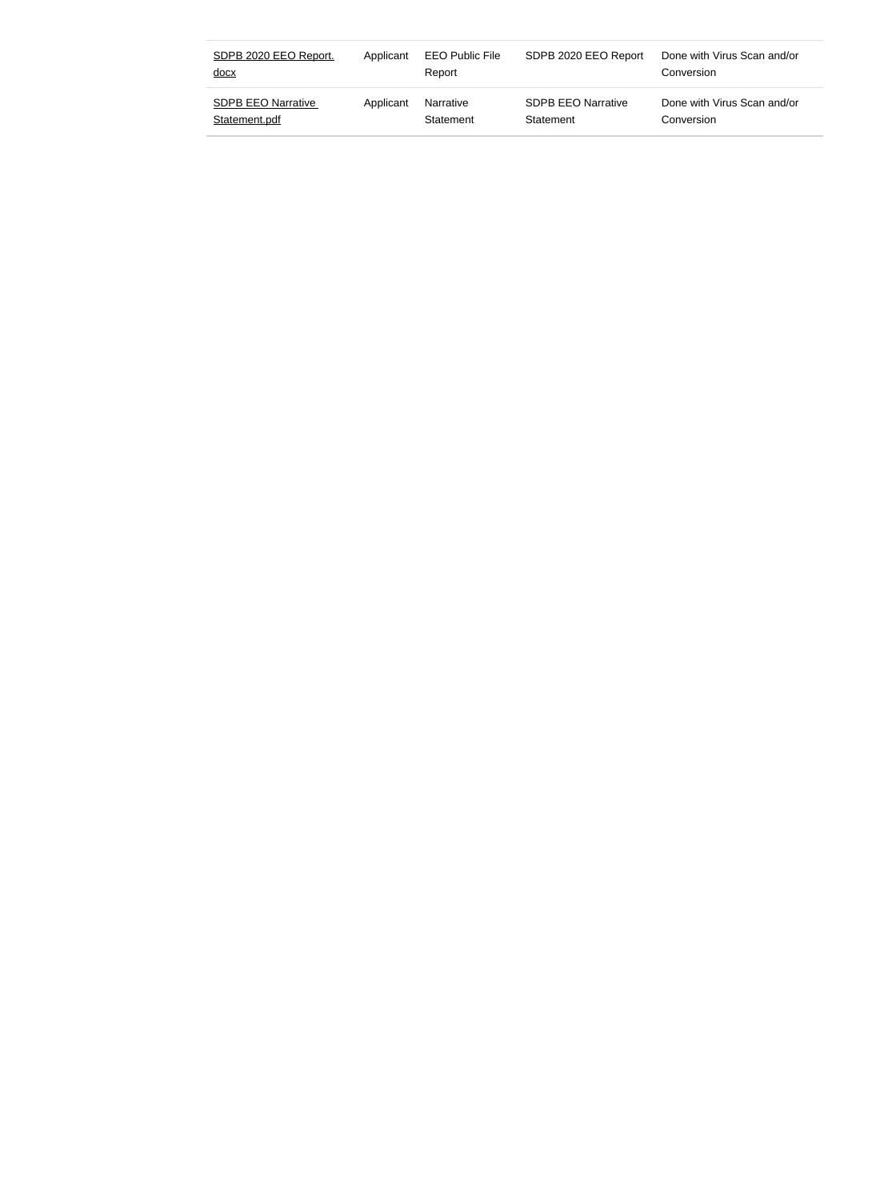| | | | | |
|---|---|---|---|---|
| SDPB 2020 EEO Report.docx | Applicant | EEO Public File Report | SDPB 2020 EEO Report | Done with Virus Scan and/or Conversion |
| SDPB EEO Narrative Statement.pdf | Applicant | Narrative Statement | SDPB EEO Narrative Statement | Done with Virus Scan and/or Conversion |